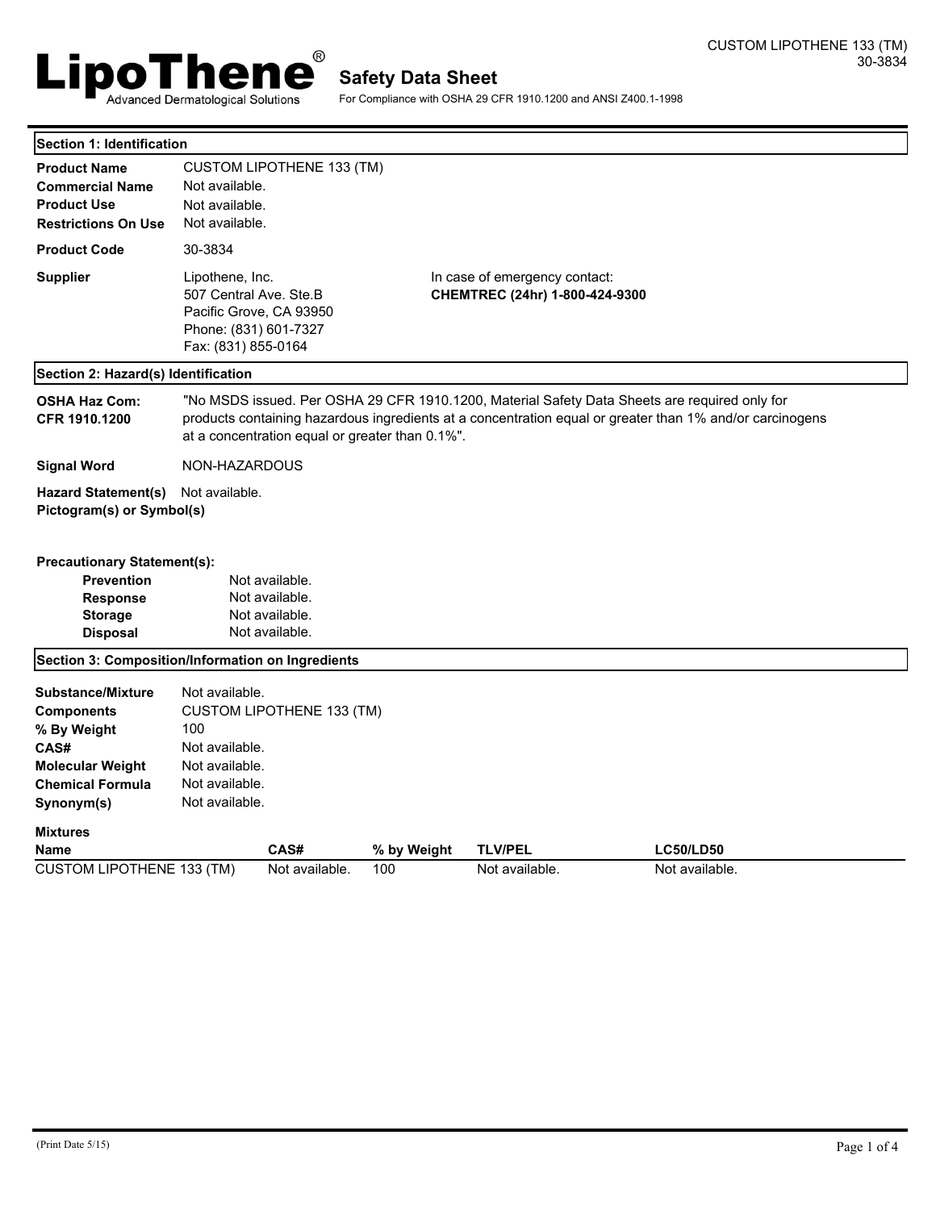# LipoThene®

Advanced Dermatological Solutions

## Safety Data Sheet

For Compliance with OSHA 29 CFR 1910.1200 and ANSI Z400.1-1998

CUSTOM LIPOTHENE 133 (TM)
30-3834

### Section 1: Identification

**Product Name** CUSTOM LIPOTHENE 133 (TM)
**Commercial Name** Not available.
**Product Use** Not available.
**Restrictions On Use** Not available.

**Product Code** 30-3834

**Supplier** Lipothene, Inc.
507 Central Ave. Ste.B
Pacific Grove, CA 93950
Phone: (831) 601-7327
Fax: (831) 855-0164

In case of emergency contact:
**CHEMTREC (24hr) 1-800-424-9300**

### Section 2: Hazard(s) Identification

**OSHA Haz Com: CFR 1910.1200** "No MSDS issued. Per OSHA 29 CFR 1910.1200, Material Safety Data Sheets are required only for products containing hazardous ingredients at a concentration equal or greater than 1% and/or carcinogens at a concentration equal or greater than 0.1%".

**Signal Word** NON-HAZARDOUS

**Hazard Statement(s)** Not available.
**Pictogram(s) or Symbol(s)**

**Precautionary Statement(s):**

- **Prevention** Not available.
- **Response** Not available.
- **Storage** Not available.
- **Disposal** Not available.

### Section 3: Composition/Information on Ingredients

**Substance/Mixture** Not available.
**Components** CUSTOM LIPOTHENE 133 (TM)
**% By Weight** 100
**CAS#** Not available.
**Molecular Weight** Not available.
**Chemical Formula** Not available.
**Synonym(s)** Not available.

**Mixtures**

| Name | CAS# | % by Weight | TLV/PEL | LC50/LD50 |
|---|---|---|---|---|
| CUSTOM LIPOTHENE 133 (TM) | Not available. | 100 | Not available. | Not available. |

(Print Date 5/15)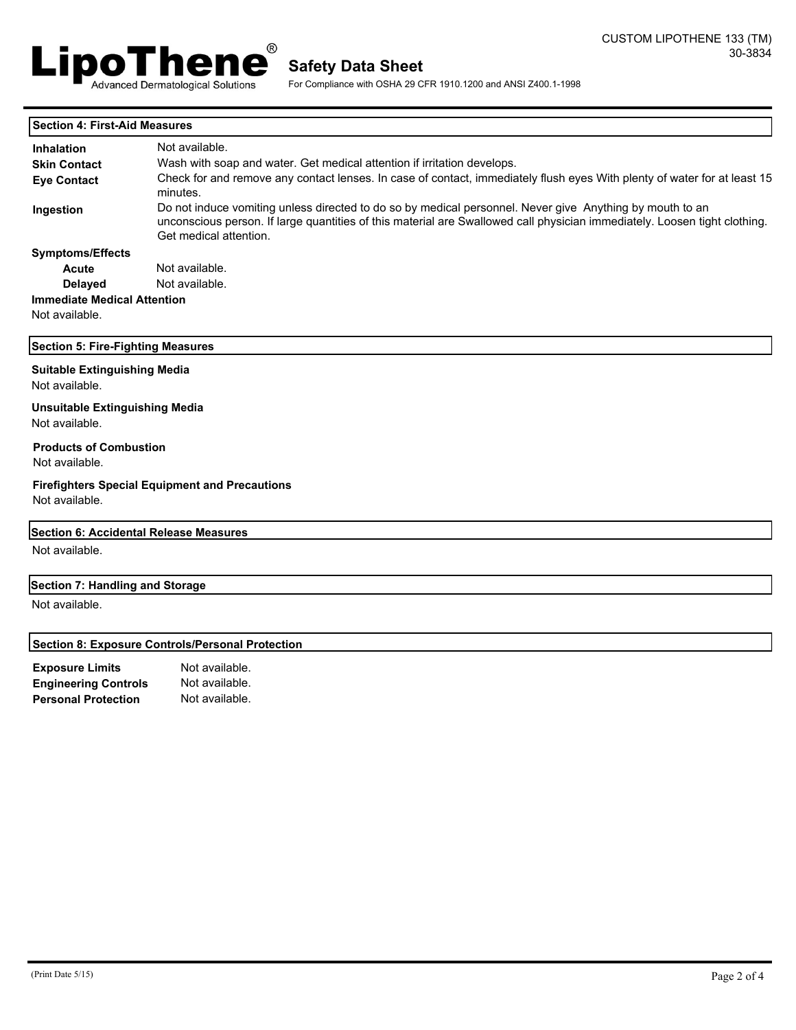## Section 4: First-Aid Measures

| | |
|---|---|
| **Inhalation** | Not available. |
| **Skin Contact** | Wash with soap and water. Get medical attention if irritation develops. |
| **Eye Contact** | Check for and remove any contact lenses. In case of contact, immediately flush eyes With plenty of water for at least 15 minutes. |
| **Ingestion** | Do not induce vomiting unless directed to do so by medical personnel. Never give Anything by mouth to an unconscious person. If large quantities of this material are Swallowed call physician immediately. Loosen tight clothing. Get medical attention. |

**Symptoms/Effects**

| | |
|---|---|
| **Acute** | Not available. |
| **Delayed** | Not available. |

**Immediate Medical Attention**

Not available.

## Section 5: Fire-Fighting Measures

**Suitable Extinguishing Media**

Not available.

**Unsuitable Extinguishing Media**

Not available.

**Products of Combustion**

Not available.

**Firefighters Special Equipment and Precautions**

Not available.

## Section 6: Accidental Release Measures

Not available.

## Section 7: Handling and Storage

Not available.

## Section 8: Exposure Controls/Personal Protection

| | |
|---|---|
| **Exposure Limits** | Not available. |
| **Engineering Controls** | Not available. |
| **Personal Protection** | Not available. |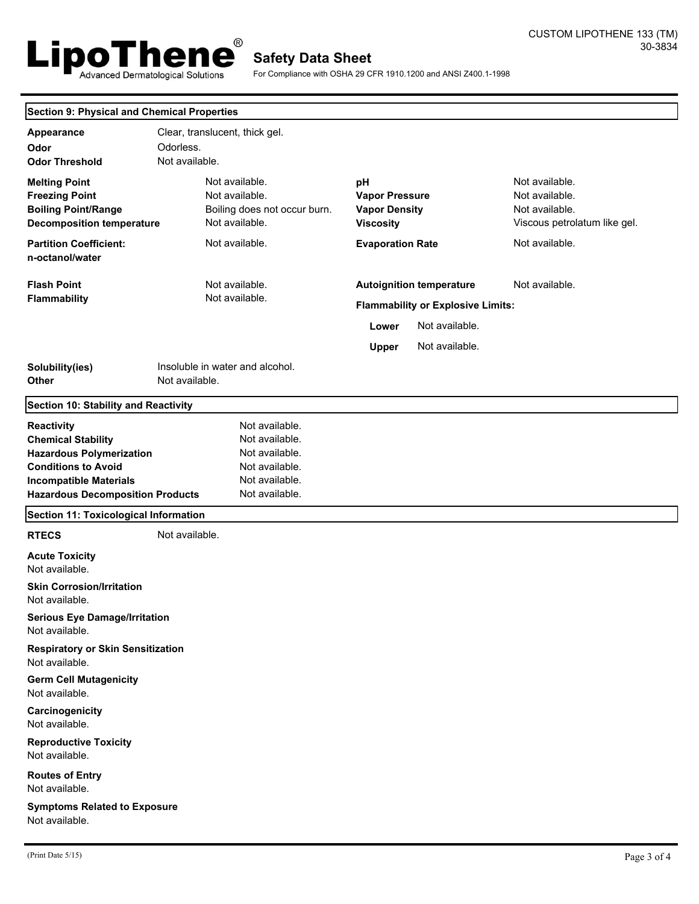## Section 9: Physical and Chemical Properties

**Appearance** Clear, translucent, thick gel.

**Odor** Odorless.

**Odor Threshold** Not available.

| Property | Value | Property | Value |
|---|---|---|---|
| **Melting Point** | Not available. | **pH** | Not available. |
| **Freezing Point** | Not available. | **Vapor Pressure** | Not available. |
| **Boiling Point/Range** | Boiling does not occur burn. | **Vapor Density** | Not available. |
| **Decomposition temperature** | Not available. | **Viscosity** | Viscous petrolatum like gel. |
| **Partition Coefficient: n-octanol/water** | Not available. | **Evaporation Rate** | Not available. |
| **Flash Point** | Not available. | **Autoignition temperature** | Not available. |
| **Flammability** | Not available. | **Flammability or Explosive Limits:** | |
| | | **Lower** | Not available. |
| | | **Upper** | Not available. |

**Solubility(ies)** Insoluble in water and alcohol.

**Other** Not available.

## Section 10: Stability and Reactivity

**Reactivity** Not available.

**Chemical Stability** Not available.

**Hazardous Polymerization** Not available.

**Conditions to Avoid** Not available.

**Incompatible Materials** Not available.

**Hazardous Decomposition Products** Not available.

## Section 11: Toxicological Information

**RTECS** Not available.

**Acute Toxicity**
Not available.

**Skin Corrosion/Irritation**
Not available.

**Serious Eye Damage/Irritation**
Not available.

**Respiratory or Skin Sensitization**
Not available.

**Germ Cell Mutagenicity**
Not available.

**Carcinogenicity**
Not available.

**Reproductive Toxicity**
Not available.

**Routes of Entry**
Not available.

**Symptoms Related to Exposure**
Not available.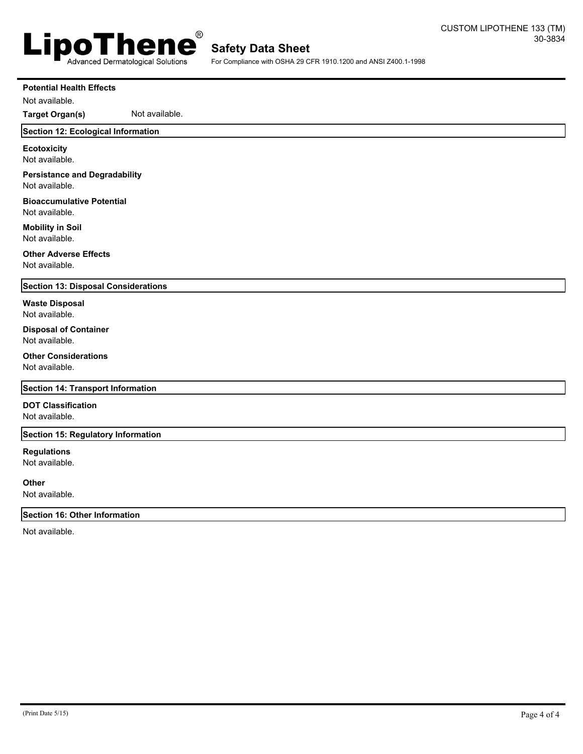**Potential Health Effects**

Not available.

**Target Organ(s)** Not available.

## Section 12: Ecological Information

**Ecotoxicity**
Not available.

**Persistance and Degradability**
Not available.

**Bioaccumulative Potential**
Not available.

**Mobility in Soil**
Not available.

**Other Adverse Effects**
Not available.

## Section 13: Disposal Considerations

**Waste Disposal**
Not available.

**Disposal of Container**
Not available.

**Other Considerations**
Not available.

## Section 14: Transport Information

**DOT Classification**
Not available.

## Section 15: Regulatory Information

**Regulations**
Not available.

**Other**
Not available.

## Section 16: Other Information

Not available.

(Print Date 5/15)